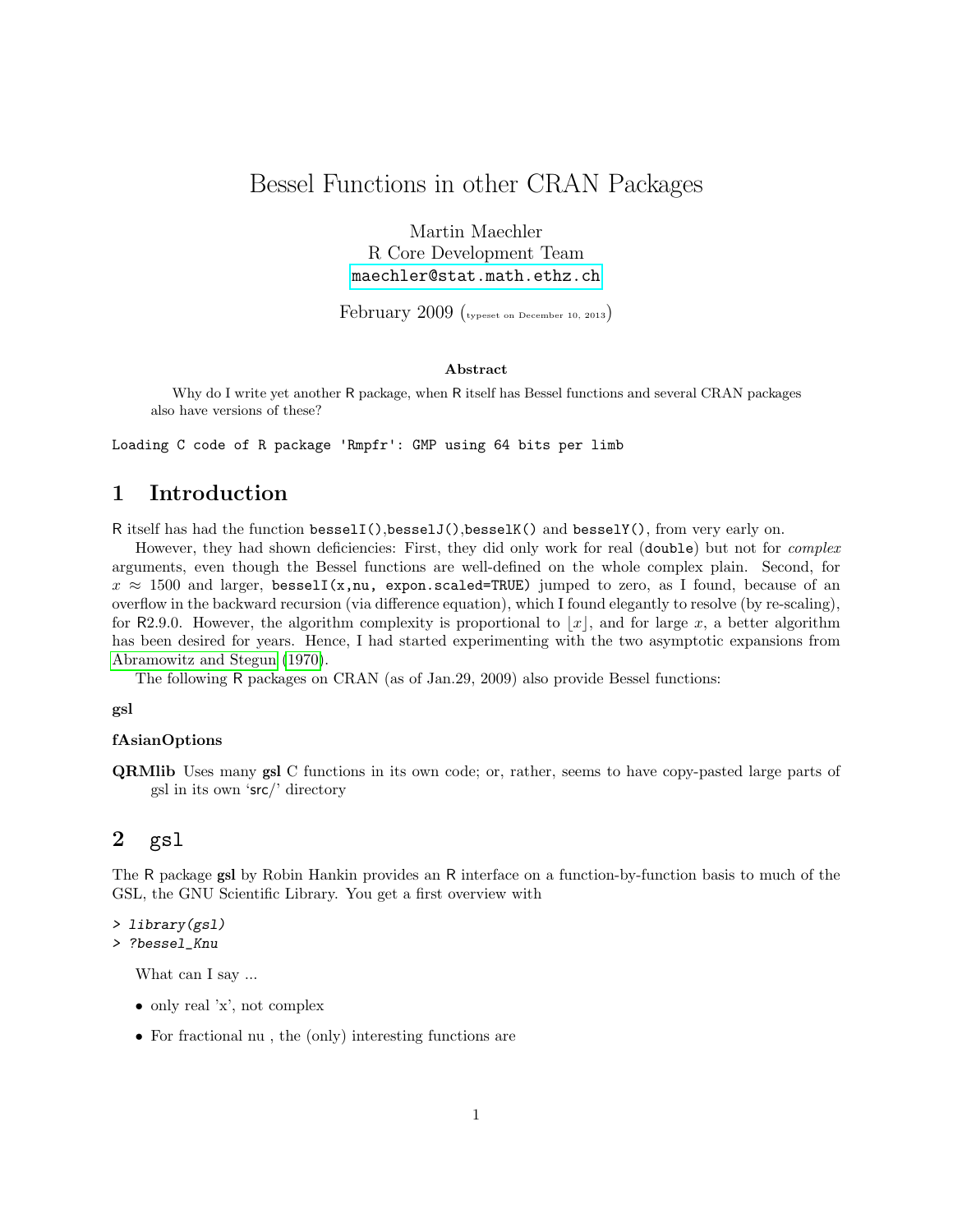# Bessel Functions in other CRAN Packages

Martin Maechler
R Core Development Team
maechler@stat.math.ethz.ch

February 2009 (typeset on December 10, 2013)

**Abstract**

Why do I write yet another R package, when R itself has Bessel functions and several CRAN packages also have versions of these?

```
Loading C code of R package 'Rmpfr': GMP using 64 bits per limb
```

## 1 Introduction

R itself has had the function `besselI()`,`besselJ()`,`besselK()` and `besselY()`, from very early on.

However, they had shown deficiencies: First, they did only work for real (`double`) but not for *complex* arguments, even though the Bessel functions are well-defined on the whole complex plain. Second, for $x \approx 1500$ and larger, `besselI(x,nu, expon.scaled=TRUE)` jumped to zero, as I found, because of an overflow in the backward recursion (via difference equation), which I found elegantly to resolve (by re-scaling), for R2.9.0. However, the algorithm complexity is proportional to $\lfloor x \rfloor$, and for large $x$, a better algorithm has been desired for years. Hence, I had started experimenting with the two asymptotic expansions from Abramowitz and Stegun (1970).

The following R packages on CRAN (as of Jan.29, 2009) also provide Bessel functions:

**gsl**

**fAsianOptions**

**QRMlib** Uses many **gsl** C functions in its own code; or, rather, seems to have copy-pasted large parts of gsl in its own 'src/' directory

## 2 gsl

The R package **gsl** by Robin Hankin provides an R interface on a function-by-function basis to much of the GSL, the GNU Scientific Library. You get a first overview with

```
> library(gsl)
> ?bessel_Knu
```

What can I say ...

- only real 'x', not complex
- For fractional nu , the (only) interesting functions are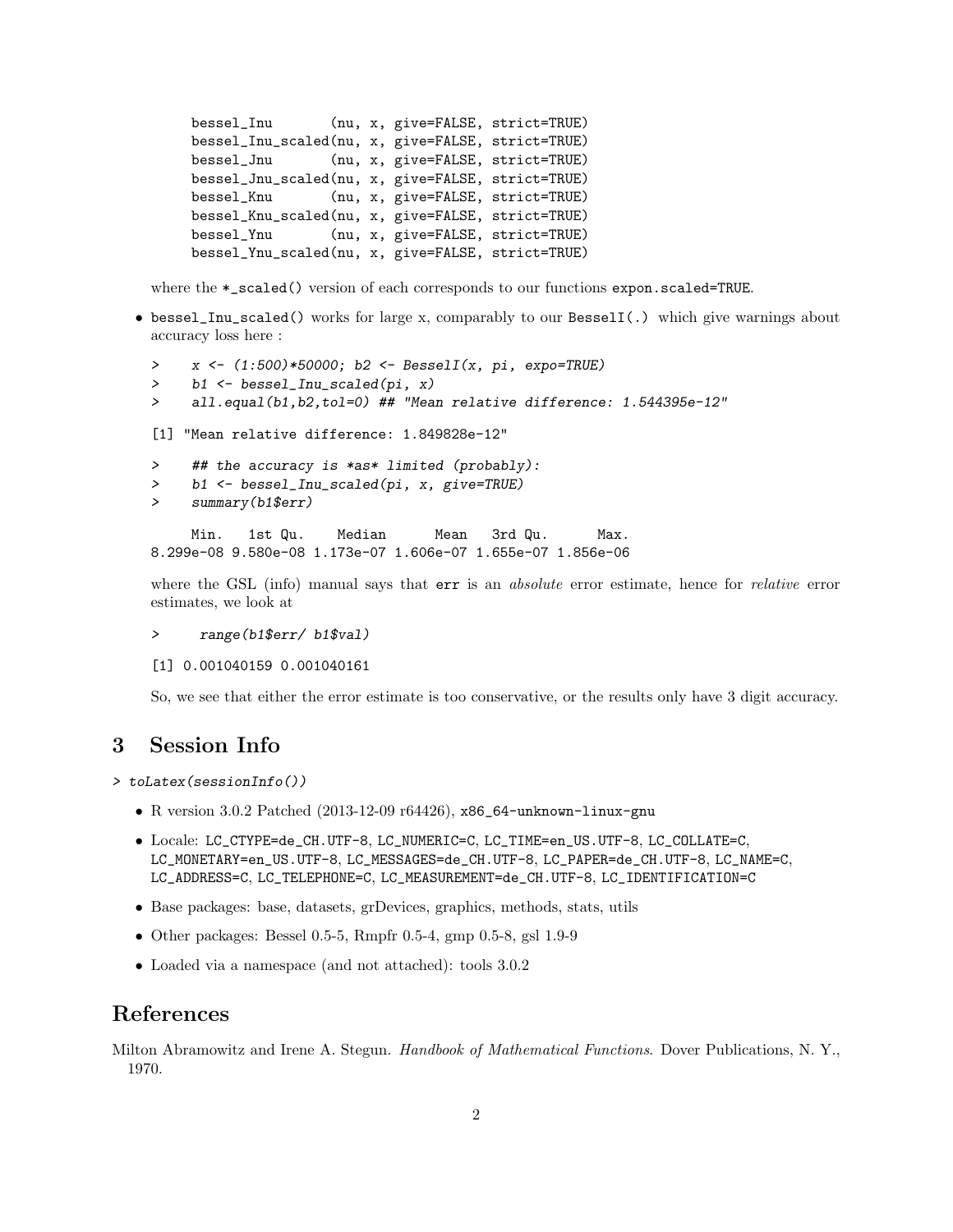```
bessel_Inu       (nu, x, give=FALSE, strict=TRUE)
bessel_Inu_scaled(nu, x, give=FALSE, strict=TRUE)
bessel_Jnu       (nu, x, give=FALSE, strict=TRUE)
bessel_Jnu_scaled(nu, x, give=FALSE, strict=TRUE)
bessel_Knu       (nu, x, give=FALSE, strict=TRUE)
bessel_Knu_scaled(nu, x, give=FALSE, strict=TRUE)
bessel_Ynu       (nu, x, give=FALSE, strict=TRUE)
bessel_Ynu_scaled(nu, x, give=FALSE, strict=TRUE)
```

where the `*_scaled()` version of each corresponds to our functions `expon.scaled=TRUE`.

- `bessel_Inu_scaled()` works for large x, comparably to our `BesselI(.)` which give warnings about accuracy loss here :

```
>     x <- (1:500)*50000; b2 <- BesselI(x, pi, expo=TRUE)
>     b1 <- bessel_Inu_scaled(pi, x)
>     all.equal(b1,b2,tol=0) ## "Mean relative difference: 1.544395e-12"

[1] "Mean relative difference: 1.849828e-12"

>     ## the accuracy is *as* limited (probably):
>     b1 <- bessel_Inu_scaled(pi, x, give=TRUE)
>     summary(b1$err)

     Min.   1st Qu.    Median      Mean   3rd Qu.      Max.
8.299e-08 9.580e-08 1.173e-07 1.606e-07 1.655e-07 1.856e-06
```

where the GSL (info) manual says that `err` is an *absolute* error estimate, hence for *relative* error estimates, we look at

```
>      range(b1$err/ b1$val)

[1] 0.001040159 0.001040161
```

So, we see that either the error estimate is too conservative, or the results only have 3 digit accuracy.

## 3 Session Info

```
> toLatex(sessionInfo())
```

- R version 3.0.2 Patched (2013-12-09 r64426), `x86_64-unknown-linux-gnu`
- Locale: `LC_CTYPE=de_CH.UTF-8`, `LC_NUMERIC=C`, `LC_TIME=en_US.UTF-8`, `LC_COLLATE=C`, `LC_MONETARY=en_US.UTF-8`, `LC_MESSAGES=de_CH.UTF-8`, `LC_PAPER=de_CH.UTF-8`, `LC_NAME=C`, `LC_ADDRESS=C`, `LC_TELEPHONE=C`, `LC_MEASUREMENT=de_CH.UTF-8`, `LC_IDENTIFICATION=C`
- Base packages: base, datasets, grDevices, graphics, methods, stats, utils
- Other packages: Bessel 0.5-5, Rmpfr 0.5-4, gmp 0.5-8, gsl 1.9-9
- Loaded via a namespace (and not attached): tools 3.0.2

## References

Milton Abramowitz and Irene A. Stegun. *Handbook of Mathematical Functions*. Dover Publications, N. Y., 1970.